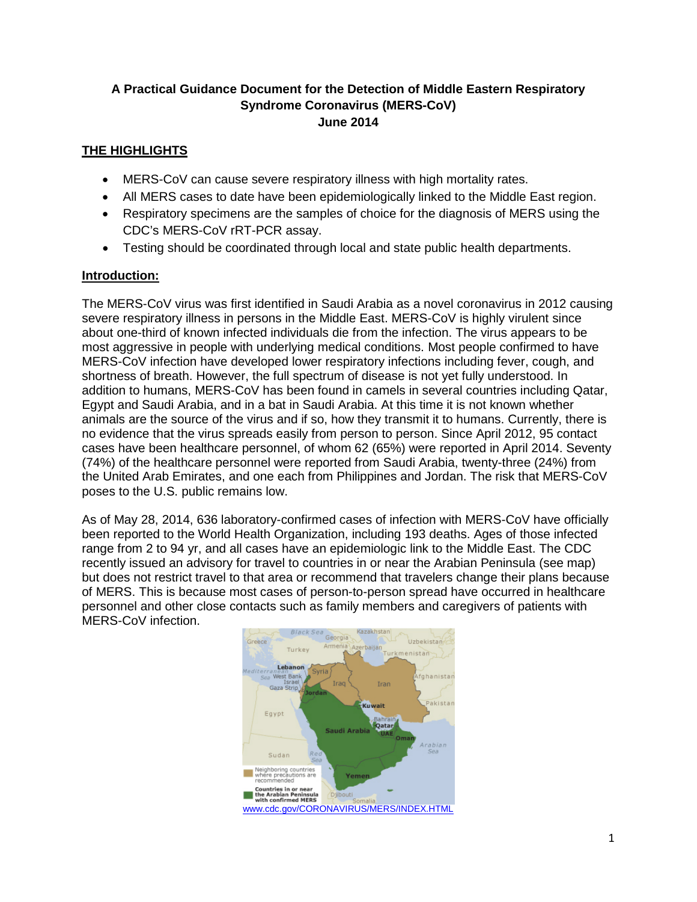**A Practical Guidance Document for the Detection of Middle Eastern Respiratory Syndrome Coronavirus (MERS-CoV)**
**June 2014**

## THE HIGHLIGHTS

- MERS-CoV can cause severe respiratory illness with high mortality rates.
- All MERS cases to date have been epidemiologically linked to the Middle East region.
- Respiratory specimens are the samples of choice for the diagnosis of MERS using the CDC's MERS-CoV rRT-PCR assay.
- Testing should be coordinated through local and state public health departments.

## Introduction:

The MERS-CoV virus was first identified in Saudi Arabia as a novel coronavirus in 2012 causing severe respiratory illness in persons in the Middle East. MERS-CoV is highly virulent since about one-third of known infected individuals die from the infection. The virus appears to be most aggressive in people with underlying medical conditions. Most people confirmed to have MERS-CoV infection have developed lower respiratory infections including fever, cough, and shortness of breath. However, the full spectrum of disease is not yet fully understood. In addition to humans, MERS-CoV has been found in camels in several countries including Qatar, Egypt and Saudi Arabia, and in a bat in Saudi Arabia. At this time it is not known whether animals are the source of the virus and if so, how they transmit it to humans. Currently, there is no evidence that the virus spreads easily from person to person. Since April 2012, 95 contact cases have been healthcare personnel, of whom 62 (65%) were reported in April 2014. Seventy (74%) of the healthcare personnel were reported from Saudi Arabia, twenty-three (24%) from the United Arab Emirates, and one each from Philippines and Jordan. The risk that MERS-CoV poses to the U.S. public remains low.

As of May 28, 2014, 636 laboratory-confirmed cases of infection with MERS-CoV have officially been reported to the World Health Organization, including 193 deaths. Ages of those infected range from 2 to 94 yr, and all cases have an epidemiologic link to the Middle East. The CDC recently issued an advisory for travel to countries in or near the Arabian Peninsula (see map) but does not restrict travel to that area or recommend that travelers change their plans because of MERS. This is because most cases of person-to-person spread have occurred in healthcare personnel and other close contacts such as family members and caregivers of patients with MERS-CoV infection.

www.cdc.gov/CORONAVIRUS/MERS/INDEX.HTML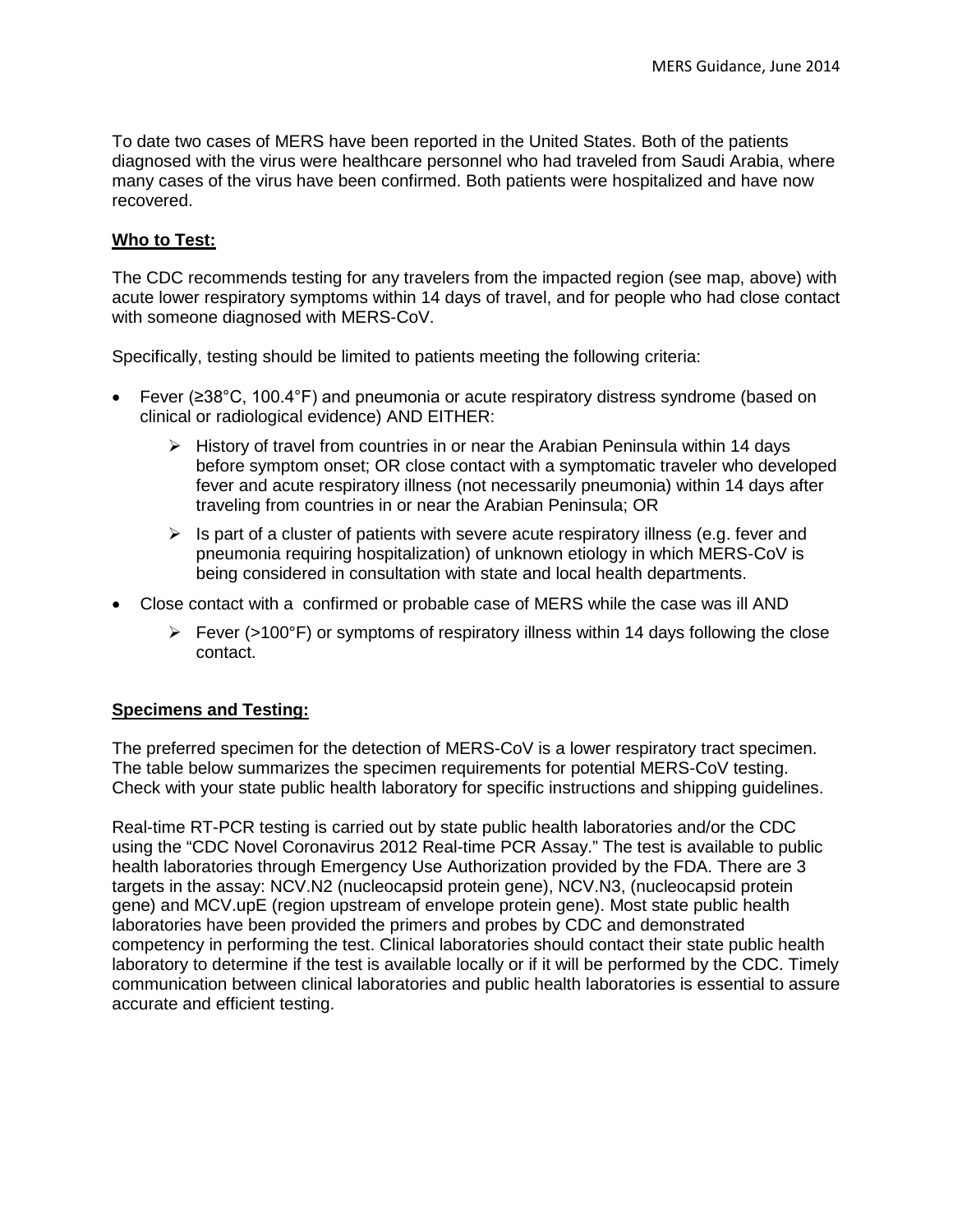To date two cases of MERS have been reported in the United States. Both of the patients diagnosed with the virus were healthcare personnel who had traveled from Saudi Arabia, where many cases of the virus have been confirmed. Both patients were hospitalized and have now recovered.

**Who to Test:**

The CDC recommends testing for any travelers from the impacted region (see map, above) with acute lower respiratory symptoms within 14 days of travel, and for people who had close contact with someone diagnosed with MERS-CoV.

Specifically, testing should be limited to patients meeting the following criteria:

- Fever (≥38°C, 100.4°F) and pneumonia or acute respiratory distress syndrome (based on clinical or radiological evidence) AND EITHER:
  - History of travel from countries in or near the Arabian Peninsula within 14 days before symptom onset; OR close contact with a symptomatic traveler who developed fever and acute respiratory illness (not necessarily pneumonia) within 14 days after traveling from countries in or near the Arabian Peninsula; OR
  - Is part of a cluster of patients with severe acute respiratory illness (e.g. fever and pneumonia requiring hospitalization) of unknown etiology in which MERS-CoV is being considered in consultation with state and local health departments.
- Close contact with a confirmed or probable case of MERS while the case was ill AND
  - Fever (>100°F) or symptoms of respiratory illness within 14 days following the close contact.

**Specimens and Testing:**

The preferred specimen for the detection of MERS-CoV is a lower respiratory tract specimen. The table below summarizes the specimen requirements for potential MERS-CoV testing. Check with your state public health laboratory for specific instructions and shipping guidelines.

Real-time RT-PCR testing is carried out by state public health laboratories and/or the CDC using the "CDC Novel Coronavirus 2012 Real-time PCR Assay." The test is available to public health laboratories through Emergency Use Authorization provided by the FDA. There are 3 targets in the assay: NCV.N2 (nucleocapsid protein gene), NCV.N3, (nucleocapsid protein gene) and MCV.upE (region upstream of envelope protein gene). Most state public health laboratories have been provided the primers and probes by CDC and demonstrated competency in performing the test. Clinical laboratories should contact their state public health laboratory to determine if the test is available locally or if it will be performed by the CDC. Timely communication between clinical laboratories and public health laboratories is essential to assure accurate and efficient testing.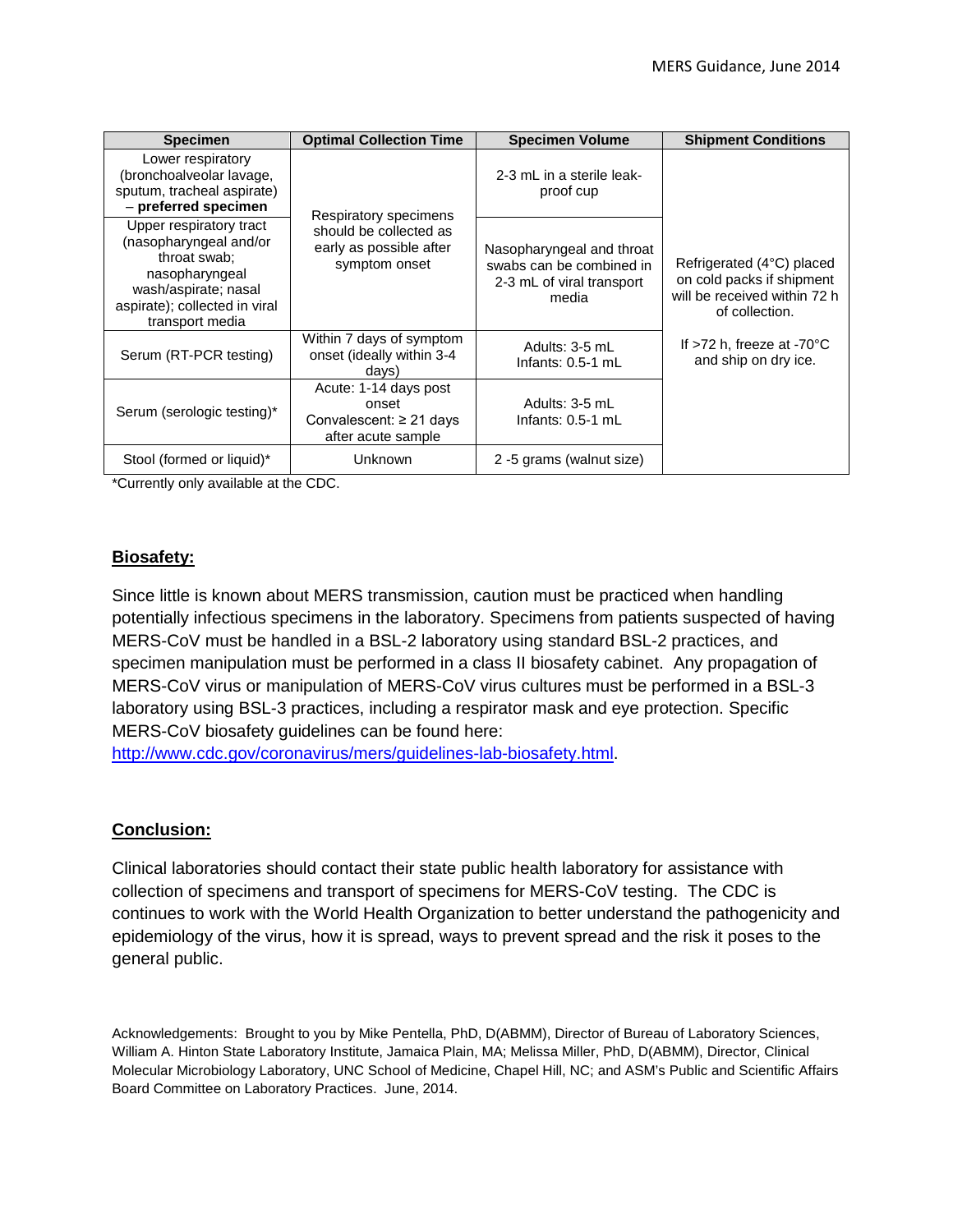| Specimen | Optimal Collection Time | Specimen Volume | Shipment Conditions |
|---|---|---|---|
| Lower respiratory (bronchoalveolar lavage, sputum, tracheal aspirate) – **preferred specimen** | Respiratory specimens should be collected as early as possible after symptom onset | 2-3 mL in a sterile leak-proof cup | Refrigerated (4°C) placed on cold packs if shipment will be received within 72 h of collection. If >72 h, freeze at -70°C and ship on dry ice. |
| Upper respiratory tract (nasopharyngeal and/or throat swab; nasopharyngeal wash/aspirate; nasal aspirate); collected in viral transport media | | Nasopharyngeal and throat swabs can be combined in 2-3 mL of viral transport media | |
| Serum (RT-PCR testing) | Within 7 days of symptom onset (ideally within 3-4 days) | Adults: 3-5 mL Infants: 0.5-1 mL | |
| Serum (serologic testing)* | Acute: 1-14 days post onset Convalescent: ≥ 21 days after acute sample | Adults: 3-5 mL Infants: 0.5-1 mL | |
| Stool (formed or liquid)* | Unknown | 2 -5 grams (walnut size) | |

*Currently only available at the CDC.

## Biosafety:

Since little is known about MERS transmission, caution must be practiced when handling potentially infectious specimens in the laboratory. Specimens from patients suspected of having MERS-CoV must be handled in a BSL-2 laboratory using standard BSL-2 practices, and specimen manipulation must be performed in a class II biosafety cabinet. Any propagation of MERS-CoV virus or manipulation of MERS-CoV virus cultures must be performed in a BSL-3 laboratory using BSL-3 practices, including a respirator mask and eye protection. Specific MERS-CoV biosafety guidelines can be found here: http://www.cdc.gov/coronavirus/mers/guidelines-lab-biosafety.html.

## Conclusion:

Clinical laboratories should contact their state public health laboratory for assistance with collection of specimens and transport of specimens for MERS-CoV testing. The CDC is continues to work with the World Health Organization to better understand the pathogenicity and epidemiology of the virus, how it is spread, ways to prevent spread and the risk it poses to the general public.

Acknowledgements: Brought to you by Mike Pentella, PhD, D(ABMM), Director of Bureau of Laboratory Sciences, William A. Hinton State Laboratory Institute, Jamaica Plain, MA; Melissa Miller, PhD, D(ABMM), Director, Clinical Molecular Microbiology Laboratory, UNC School of Medicine, Chapel Hill, NC; and ASM's Public and Scientific Affairs Board Committee on Laboratory Practices. June, 2014.